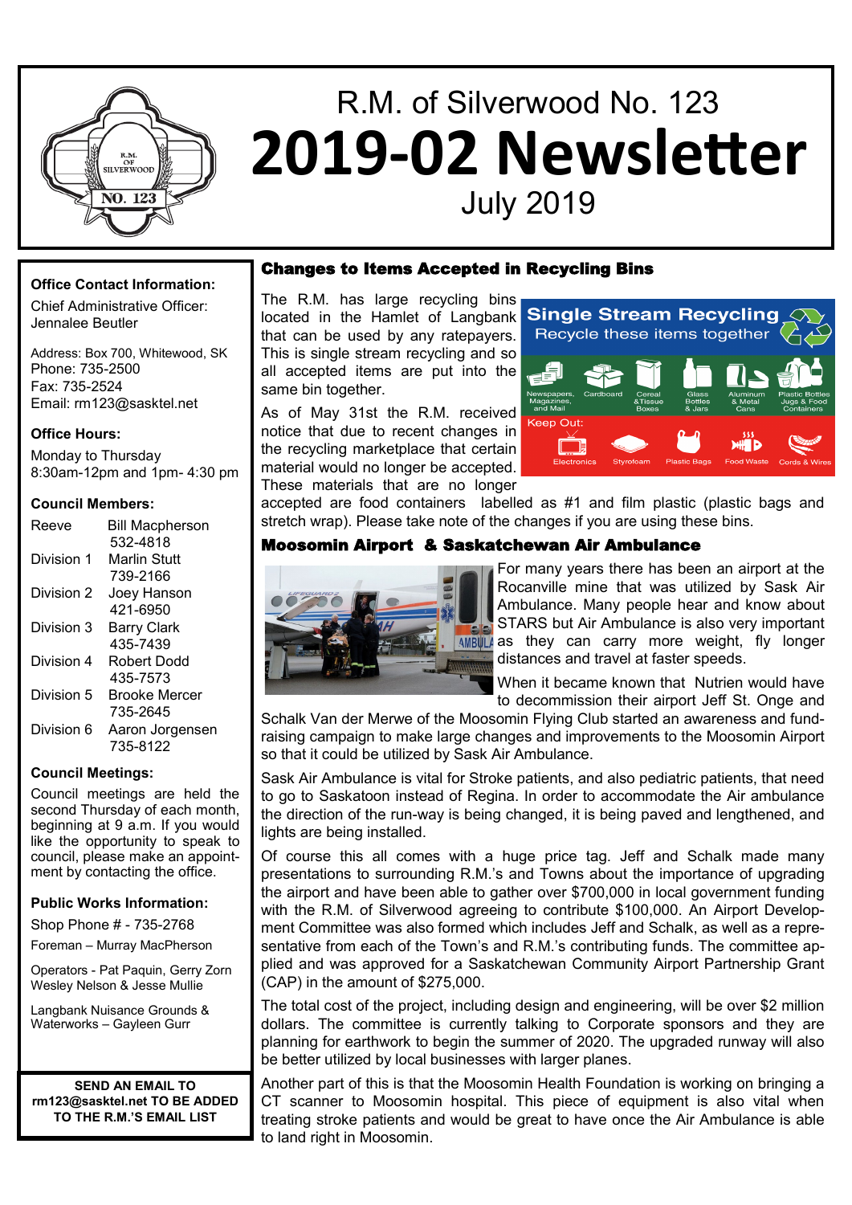R.M. of Silverwood No. 123

# 2019-02 Newsletter

July 2019

**Office Contact Information:**

Chief Administrative Officer: Jennalee Beutler

Address: Box 700, Whitewood, SK
Phone: 735-2500
Fax: 735-2524
Email: rm123@sasktel.net

**Office Hours:**

Monday to Thursday
8:30am-12pm and 1pm- 4:30 pm

**Council Members:**

| | |
|---|---|
| Reeve | Bill Macpherson 532-4818 |
| Division 1 | Marlin Stutt 739-2166 |
| Division 2 | Joey Hanson 421-6950 |
| Division 3 | Barry Clark 435-7439 |
| Division 4 | Robert Dodd 435-7573 |
| Division 5 | Brooke Mercer 735-2645 |
| Division 6 | Aaron Jorgensen 735-8122 |

**Council Meetings:**

Council meetings are held the second Thursday of each month, beginning at 9 a.m. If you would like the opportunity to speak to council, please make an appointment by contacting the office.

**Public Works Information:**

Shop Phone # - 735-2768

Foreman – Murray MacPherson

Operators - Pat Paquin, Gerry Zorn Wesley Nelson & Jesse Mullie

Langbank Nuisance Grounds & Waterworks – Gayleen Gurr

**SEND AN EMAIL TO rm123@sasktel.net TO BE ADDED TO THE R.M.'S EMAIL LIST**

## Changes to Items Accepted in Recycling Bins

The R.M. has large recycling bins located in the Hamlet of Langbank that can be used by any ratepayers. This is single stream recycling and so all accepted items are put into the same bin together.

**Single Stream Recycling**
Recycle these items together

Newspapers, Magazines, and Mail · Cardboard · Cereal & Tissue Boxes · Glass Bottles & Jars · Aluminum & Metal Cans · Plastic Bottles Jugs & Food Containers

Keep Out:

Electronics · Styrofoam · Plastic Bags · Food Waste · Cords & Wires

As of May 31st the R.M. received notice that due to recent changes in the recycling marketplace that certain material would no longer be accepted. These materials that are no longer accepted are food containers labelled as #1 and film plastic (plastic bags and stretch wrap). Please take note of the changes if you are using these bins.

## Moosomin Airport & Saskatchewan Air Ambulance

For many years there has been an airport at the Rocanville mine that was utilized by Sask Air Ambulance. Many people hear and know about STARS but Air Ambulance is also very important as they can carry more weight, fly longer distances and travel at faster speeds.

When it became known that Nutrien would have to decommission their airport Jeff St. Onge and Schalk Van der Merwe of the Moosomin Flying Club started an awareness and fund-raising campaign to make large changes and improvements to the Moosomin Airport so that it could be utilized by Sask Air Ambulance.

Sask Air Ambulance is vital for Stroke patients, and also pediatric patients, that need to go to Saskatoon instead of Regina. In order to accommodate the Air ambulance the direction of the run-way is being changed, it is being paved and lengthened, and lights are being installed.

Of course this all comes with a huge price tag. Jeff and Schalk made many presentations to surrounding R.M.'s and Towns about the importance of upgrading the airport and have been able to gather over $700,000 in local government funding with the R.M. of Silverwood agreeing to contribute $100,000. An Airport Development Committee was also formed which includes Jeff and Schalk, as well as a representative from each of the Town's and R.M.'s contributing funds. The committee applied and was approved for a Saskatchewan Community Airport Partnership Grant (CAP) in the amount of $275,000.

The total cost of the project, including design and engineering, will be over $2 million dollars. The committee is currently talking to Corporate sponsors and they are planning for earthwork to begin the summer of 2020. The upgraded runway will also be better utilized by local businesses with larger planes.

Another part of this is that the Moosomin Health Foundation is working on bringing a CT scanner to Moosomin hospital. This piece of equipment is also vital when treating stroke patients and would be great to have once the Air Ambulance is able to land right in Moosomin.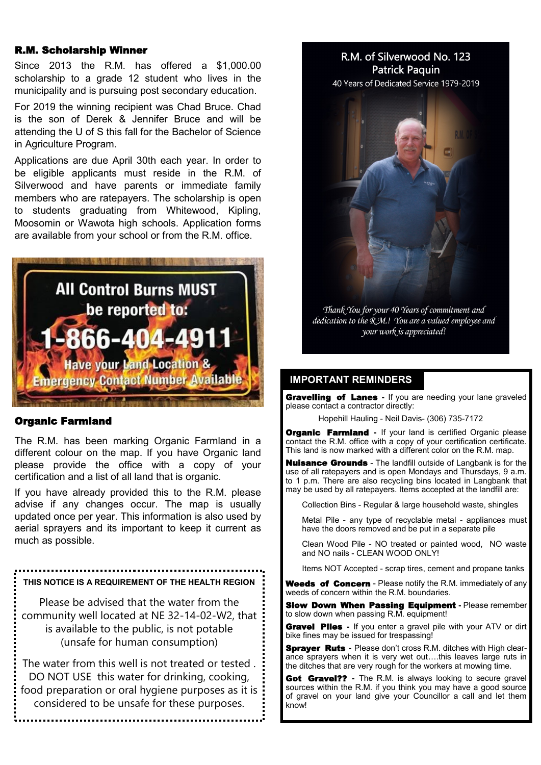## R.M. Scholarship Winner

Since 2013 the R.M. has offered a $1,000.00 scholarship to a grade 12 student who lives in the municipality and is pursuing post secondary education.

For 2019 the winning recipient was Chad Bruce. Chad is the son of Derek & Jennifer Bruce and will be attending the U of S this fall for the Bachelor of Science in Agriculture Program.

Applications are due April 30th each year. In order to be eligible applicants must reside in the R.M. of Silverwood and have parents or immediate family members who are ratepayers. The scholarship is open to students graduating from Whitewood, Kipling, Moosomin or Wawota high schools. Application forms are available from your school or from the R.M. office.

**All Control Burns MUST be reported to:**

**1-866-404-4911**

**Have your Land Location & Emergency Contact Number Available**

## Organic Farmland

The R.M. has been marking Organic Farmland in a different colour on the map. If you have Organic land please provide the office with a copy of your certification and a list of all land that is organic.

If you have already provided this to the R.M. please advise if any changes occur. The map is usually updated once per year. This information is also used by aerial sprayers and its important to keep it current as much as possible.

**THIS NOTICE IS A REQUIREMENT OF THE HEALTH REGION**

Please be advised that the water from the community well located at NE 32-14-02-W2, that is available to the public, is not potable (unsafe for human consumption)

The water from this well is not treated or tested . DO NOT USE this water for drinking, cooking, food preparation or oral hygiene purposes as it is considered to be unsafe for these purposes.

## R.M. of Silverwood No. 123

### Patrick Paquin

40 Years of Dedicated Service 1979-2019

*Thank You for your 40 Years of commitment and dedication to the R.M.! You are a valued employee and your work is appreciated!*

## IMPORTANT REMINDERS

**Gravelling of Lanes -** If you are needing your lane graveled please contact a contractor directly:

Hopehill Hauling - Neil Davis- (306) 735-7172

**Organic Farmland -** If your land is certified Organic please contact the R.M. office with a copy of your certification certificate. This land is now marked with a different color on the R.M. map.

**Nuisance Grounds** - The landfill outside of Langbank is for the use of all ratepayers and is open Mondays and Thursdays, 9 a.m. to 1 p.m. There are also recycling bins located in Langbank that may be used by all ratepayers. Items accepted at the landfill are:

Collection Bins - Regular & large household waste, shingles

Metal Pile - any type of recyclable metal - appliances must have the doors removed and be put in a separate pile

Clean Wood Pile - NO treated or painted wood, NO waste and NO nails - CLEAN WOOD ONLY!

Items NOT Accepted - scrap tires, cement and propane tanks

**Weeds of Concern** - Please notify the R.M. immediately of any weeds of concern within the R.M. boundaries.

**Slow Down When Passing Equipment -** Please remember to slow down when passing R.M. equipment!

**Gravel Piles -** If you enter a gravel pile with your ATV or dirt bike fines may be issued for trespassing!

**Sprayer Ruts -** Please don't cross R.M. ditches with High clearance sprayers when it is very wet out….this leaves large ruts in the ditches that are very rough for the workers at mowing time.

**Got Gravel?? -** The R.M. is always looking to secure gravel sources within the R.M. if you think you may have a good source of gravel on your land give your Councillor a call and let them know!